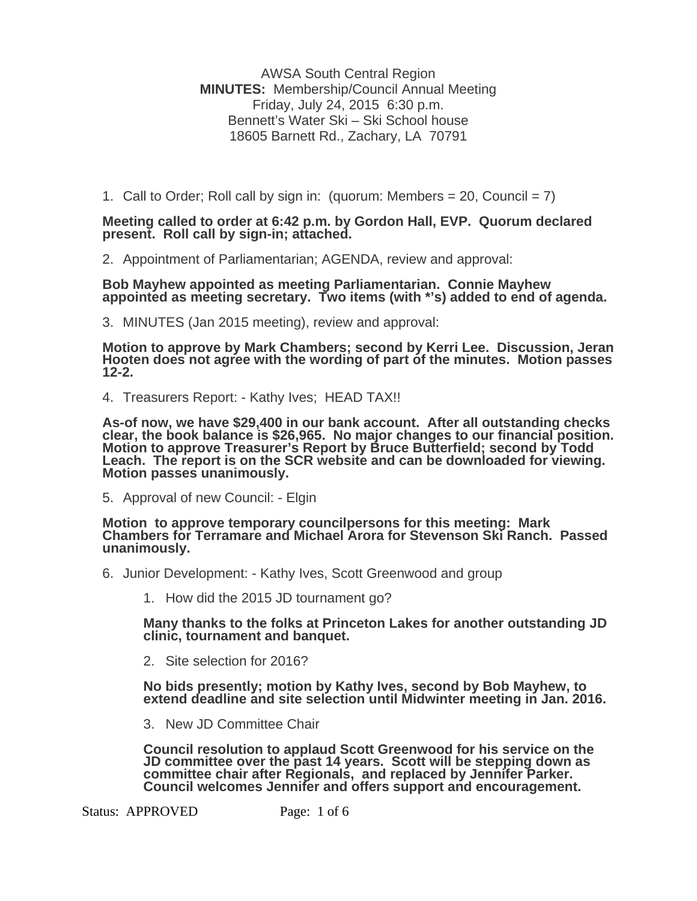AWSA South Central Region
**MINUTES:** Membership/Council Annual Meeting
Friday, July 24, 2015 6:30 p.m.
Bennett's Water Ski – Ski School house
18605 Barnett Rd., Zachary, LA 70791

1. Call to Order; Roll call by sign in: (quorum: Members = 20, Council = 7)

**Meeting called to order at 6:42 p.m. by Gordon Hall, EVP. Quorum declared present. Roll call by sign-in; attached.**

2. Appointment of Parliamentarian; AGENDA, review and approval:

**Bob Mayhew appointed as meeting Parliamentarian. Connie Mayhew appointed as meeting secretary. Two items (with *'s) added to end of agenda.**

3. MINUTES (Jan 2015 meeting), review and approval:

**Motion to approve by Mark Chambers; second by Kerri Lee. Discussion, Jeran Hooten does not agree with the wording of part of the minutes. Motion passes 12-2.**

4. Treasurers Report: - Kathy Ives; HEAD TAX!!

**As-of now, we have $29,400 in our bank account. After all outstanding checks clear, the book balance is $26,965. No major changes to our financial position. Motion to approve Treasurer's Report by Bruce Butterfield; second by Todd Leach. The report is on the SCR website and can be downloaded for viewing. Motion passes unanimously.**

5. Approval of new Council: - Elgin

**Motion to approve temporary councilpersons for this meeting: Mark Chambers for Terramare and Michael Arora for Stevenson Ski Ranch. Passed unanimously.**

6. Junior Development: - Kathy Ives, Scott Greenwood and group

   1. How did the 2015 JD tournament go?

   **Many thanks to the folks at Princeton Lakes for another outstanding JD clinic, tournament and banquet.**

   2. Site selection for 2016?

   **No bids presently; motion by Kathy Ives, second by Bob Mayhew, to extend deadline and site selection until Midwinter meeting in Jan. 2016.**

   3. New JD Committee Chair

   **Council resolution to applaud Scott Greenwood for his service on the JD committee over the past 14 years. Scott will be stepping down as committee chair after Regionals, and replaced by Jennifer Parker. Council welcomes Jennifer and offers support and encouragement.**

Status: APPROVED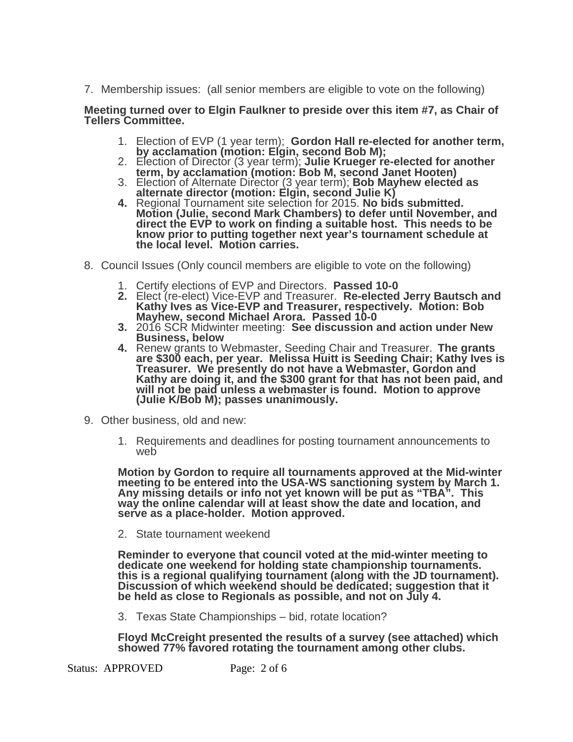7. Membership issues: (all senior members are eligible to vote on the following)

**Meeting turned over to Elgin Faulkner to preside over this item #7, as Chair of Tellers Committee.**

1. Election of EVP (1 year term); **Gordon Hall re-elected for another term, by acclamation (motion: Elgin, second Bob M);**
2. Election of Director (3 year term); **Julie Krueger re-elected for another term, by acclamation (motion: Bob M, second Janet Hooten)**
3. Election of Alternate Director (3 year term); **Bob Mayhew elected as alternate director (motion: Elgin, second Julie K)**
4. Regional Tournament site selection for 2015. **No bids submitted. Motion (Julie, second Mark Chambers) to defer until November, and direct the EVP to work on finding a suitable host. This needs to be know prior to putting together next year's tournament schedule at the local level. Motion carries.**

8. Council Issues (Only council members are eligible to vote on the following)

1. Certify elections of EVP and Directors. **Passed 10-0**
2. Elect (re-elect) Vice-EVP and Treasurer. **Re-elected Jerry Bautsch and Kathy Ives as Vice-EVP and Treasurer, respectively. Motion: Bob Mayhew, second Michael Arora. Passed 10-0**
3. 2016 SCR Midwinter meeting: **See discussion and action under New Business, below**
4. Renew grants to Webmaster, Seeding Chair and Treasurer. **The grants are $300 each, per year. Melissa Huitt is Seeding Chair; Kathy Ives is Treasurer. We presently do not have a Webmaster, Gordon and Kathy are doing it, and the $300 grant for that has not been paid, and will not be paid unless a webmaster is found. Motion to approve (Julie K/Bob M); passes unanimously.**

9. Other business, old and new:

1. Requirements and deadlines for posting tournament announcements to web

**Motion by Gordon to require all tournaments approved at the Mid-winter meeting to be entered into the USA-WS sanctioning system by March 1. Any missing details or info not yet known will be put as "TBA". This way the online calendar will at least show the date and location, and serve as a place-holder. Motion approved.**

2. State tournament weekend

**Reminder to everyone that council voted at the mid-winter meeting to dedicate one weekend for holding state championship tournaments. this is a regional qualifying tournament (along with the JD tournament). Discussion of which weekend should be dedicated; suggestion that it be held as close to Regionals as possible, and not on July 4.**

3. Texas State Championships – bid, rotate location?

**Floyd McCreight presented the results of a survey (see attached) which showed 77% favored rotating the tournament among other clubs.**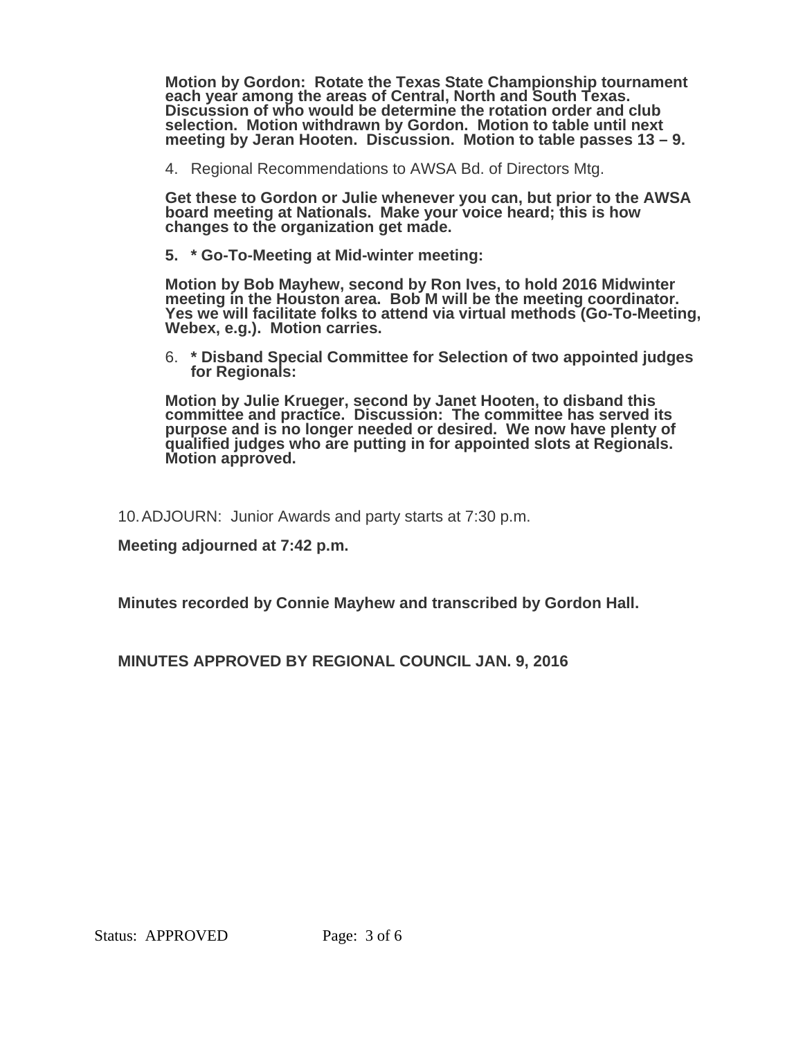**Motion by Gordon: Rotate the Texas State Championship tournament each year among the areas of Central, North and South Texas. Discussion of who would be determine the rotation order and club selection. Motion withdrawn by Gordon. Motion to table until next meeting by Jeran Hooten. Discussion. Motion to table passes 13 – 9.**

4. Regional Recommendations to AWSA Bd. of Directors Mtg.

**Get these to Gordon or Julie whenever you can, but prior to the AWSA board meeting at Nationals. Make your voice heard; this is how changes to the organization get made.**

5. **\* Go-To-Meeting at Mid-winter meeting:**

**Motion by Bob Mayhew, second by Ron Ives, to hold 2016 Midwinter meeting in the Houston area. Bob M will be the meeting coordinator. Yes we will facilitate folks to attend via virtual methods (Go-To-Meeting, Webex, e.g.). Motion carries.**

6. **\* Disband Special Committee for Selection of two appointed judges for Regionals:**

**Motion by Julie Krueger, second by Janet Hooten, to disband this committee and practice. Discussion: The committee has served its purpose and is no longer needed or desired. We now have plenty of qualified judges who are putting in for appointed slots at Regionals. Motion approved.**

10. ADJOURN: Junior Awards and party starts at 7:30 p.m.

**Meeting adjourned at 7:42 p.m.**

**Minutes recorded by Connie Mayhew and transcribed by Gordon Hall.**

**MINUTES APPROVED BY REGIONAL COUNCIL JAN. 9, 2016**

Status: APPROVED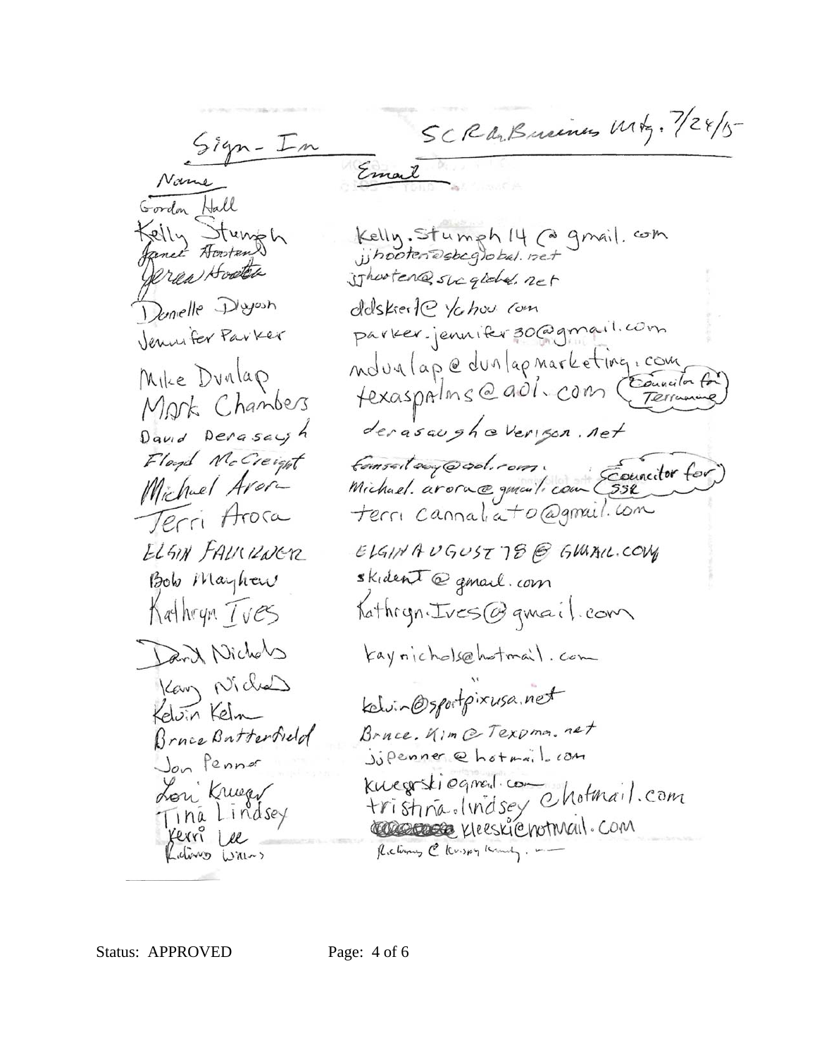Sign-In

SCRA Business Mtg. 7/28/15

| Name | Email |
|---|---|
| Gordon Hall | |
| Kelly Stumph | Kelly.Stumph14@gmail.com |
| Janet Hooten | jjhooten@sbcglobal.net |
| Jerea Hooten | jjhooten@sbcglobal.net |
| Danelle Dyson | ddskier1@yahoo.com |
| Jennifer Parker | parker.jennifer30@gmail.com |
| Mike Dunlap | mdunlap@dunlapmarketing.com |
| Mark Chambers | texaspalms@aol.com (Councilor for Terramuse) |
| David Derasaugh | derasaugh@verizon.net |
| Floyd McCreight | famsaitaey@aol.com |
| Michael Arora | Michael.arora@gmail.com (Councilor for SSR) |
| Terri Arora | terri.cannalato@gmail.com |
| ELGIN FAULKNER | ELGINAUGUST78@GMAIL.COM |
| Bob Mayhew | skident@gmail.com |
| Kathryn Ives | Kathryn.Ives@gmail.com |
| David Nichols | kaynichols@hotmail.com |
| Kay Nichols | " |
| Kelvin Kelm | kelvin@sportpixusa.net |
| Bruce Butterfield | Bruce.Kim@Texoma.net |
| Jon Penner | jjpenner@hotmail.com |
| Lori Krueger | kruegerski@gmail.com |
| Tina Lindsey | tristina.lindsey@hotmail.com |
| Kerri Lee | kleeski@hotmail.com |
| Rodney Willis | R...@krispy kr... |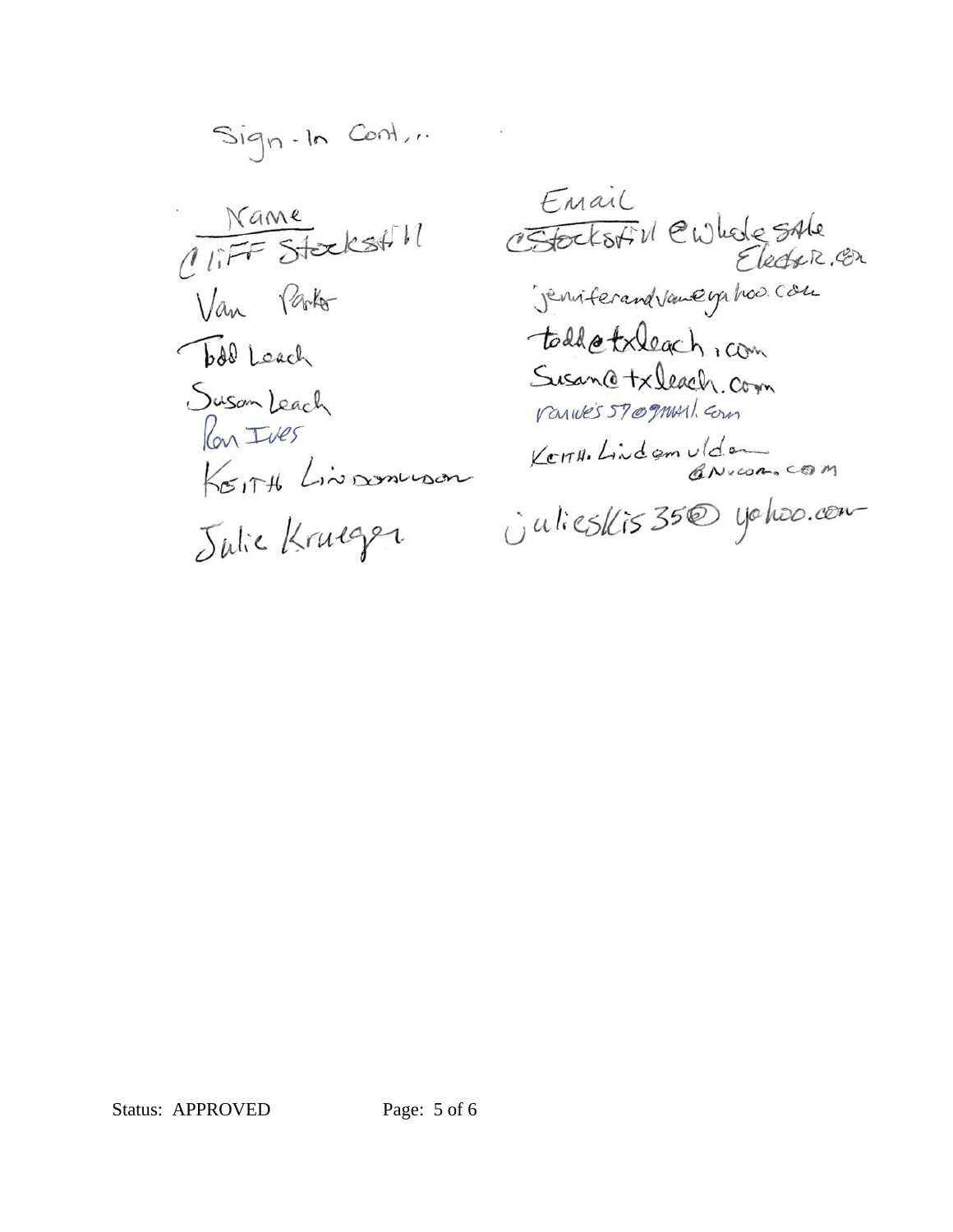Sign-In Cont...

| Name | Email |
| --- | --- |
| Cliff Stockstill | cstockstill@wholesaleelectric.com |
| Van Parker | jeniferandvan@yahoo.com |
| Todd Leach | todd@txleach.com |
| Susan Leach | Susan@txleach.com |
| Ron Ives | ronives57@gmail.com |
| Keith Lindemulder | Keith.Lindemulder@Nucor.com |
| Julie Krueger | julieskis35@yahoo.com |

Status: APPROVED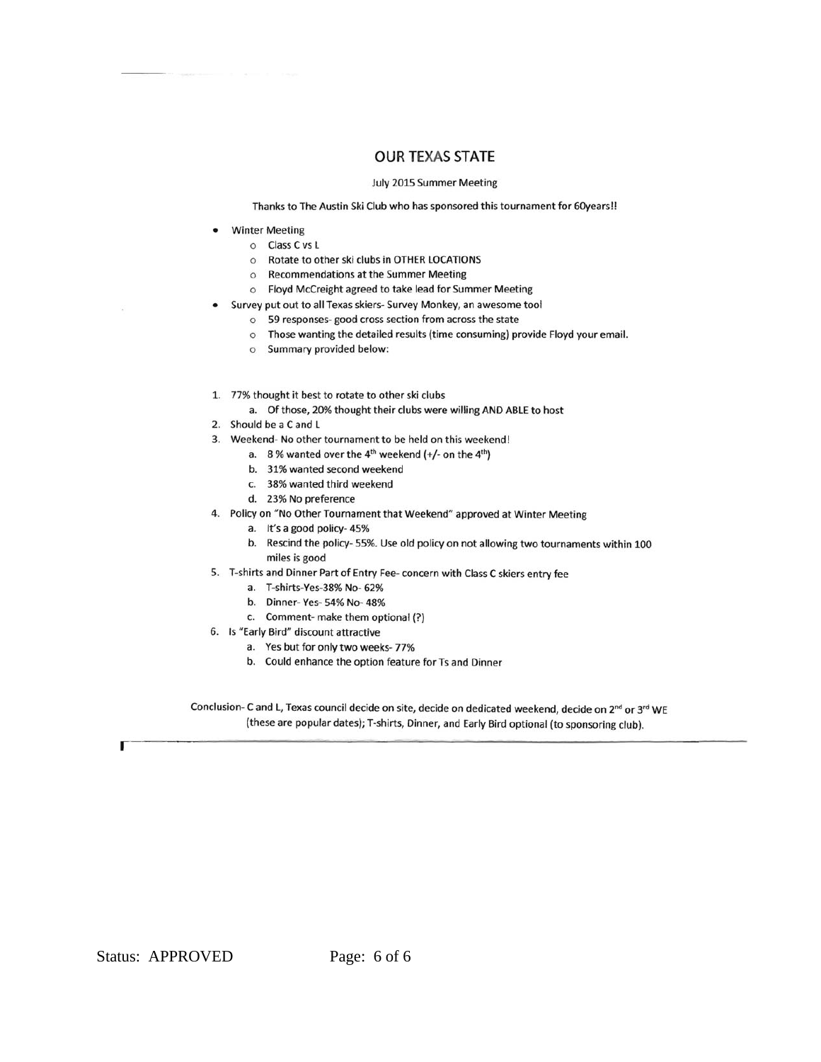# OUR TEXAS STATE

July 2015 Summer Meeting

Thanks to The Austin Ski Club who has sponsored this tournament for 60years!!

- Winter Meeting
  - Class C vs L
  - Rotate to other ski clubs in OTHER LOCATIONS
  - Recommendations at the Summer Meeting
  - Floyd McCreight agreed to take lead for Summer Meeting
- Survey put out to all Texas skiers- Survey Monkey, an awesome tool
  - 59 responses- good cross section from across the state
  - Those wanting the detailed results (time consuming) provide Floyd your email.
  - Summary provided below:

1. 77% thought it best to rotate to other ski clubs
   a. Of those, 20% thought their clubs were willing AND ABLE to host
2. Should be a C and L
3. Weekend- No other tournament to be held on this weekend!
   a. 8 % wanted over the 4th weekend (+/- on the 4th)
   b. 31% wanted second weekend
   c. 38% wanted third weekend
   d. 23% No preference
4. Policy on "No Other Tournament that Weekend" approved at Winter Meeting
   a. It's a good policy- 45%
   b. Rescind the policy- 55%. Use old policy on not allowing two tournaments within 100 miles is good
5. T-shirts and Dinner Part of Entry Fee- concern with Class C skiers entry fee
   a. T-shirts-Yes-38% No- 62%
   b. Dinner- Yes- 54% No- 48%
   c. Comment- make them optional (?)
6. Is "Early Bird" discount attractive
   a. Yes but for only two weeks- 77%
   b. Could enhance the option feature for Ts and Dinner

Conclusion- C and L, Texas council decide on site, decide on dedicated weekend, decide on 2nd or 3rd WE (these are popular dates); T-shirts, Dinner, and Early Bird optional (to sponsoring club).

Status: APPROVED